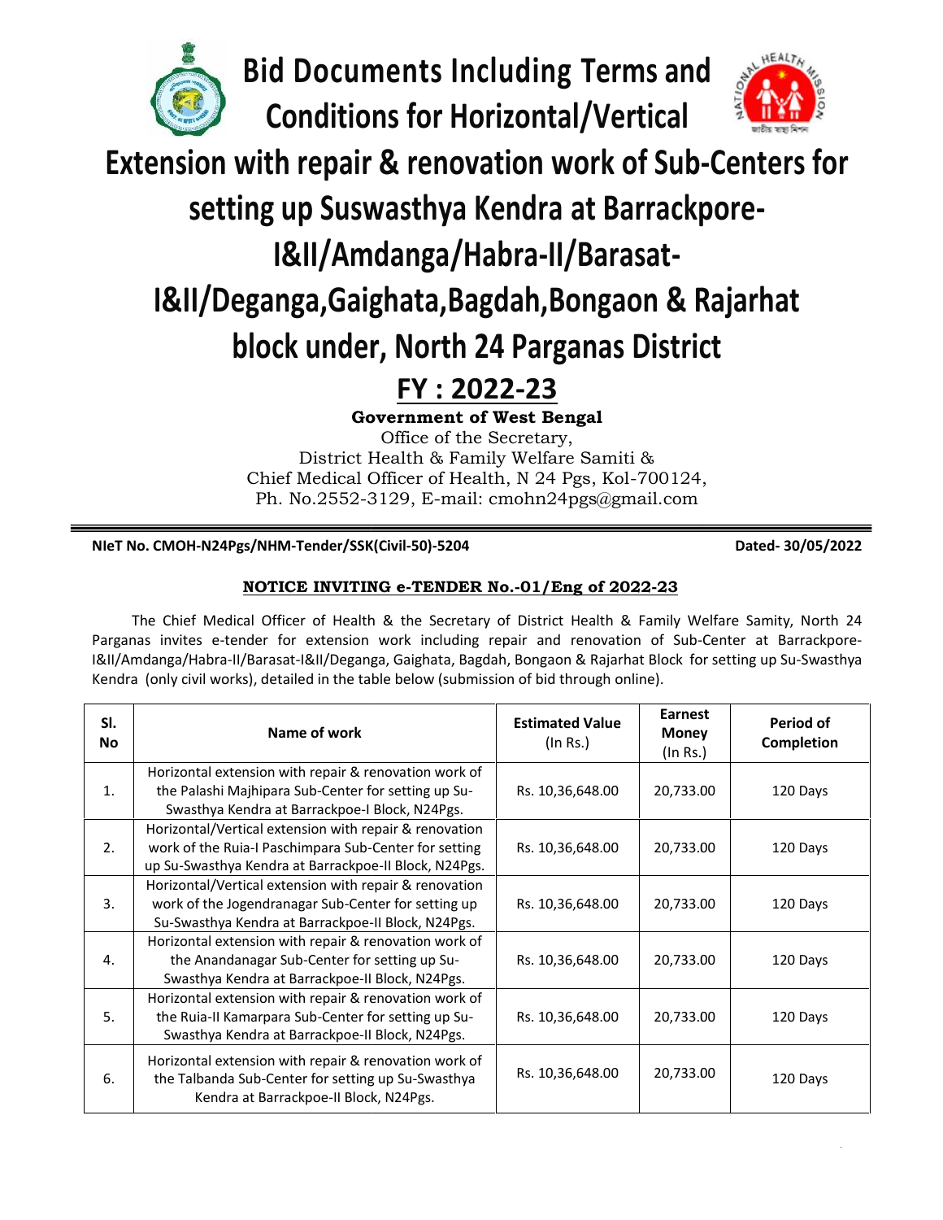# Bid Documents Including Terms and Conditions for Horizontal/Vertical Extension with repair & renovation work of Sub-Centers for setting up Suswasthya Kendra at Barrackpore-I&II/Amdanga/Habra-II/Barasat-I&II/Deganga,Gaighata,Bagdah,Bongaon & Rajarhat block under, North 24 Parganas District

## FY : 2022-23

**Government of West Bengal**

Office of the Secretary,
District Health & Family Welfare Samiti &
Chief Medical Officer of Health, N 24 Pgs, Kol-700124,
Ph. No.2552-3129, E-mail: cmohn24pgs@gmail.com

**NIeT No. CMOH-N24Pgs/NHM-Tender/SSK(Civil-50)-5204** **Dated- 30/05/2022**

**NOTICE INVITING e-TENDER No.-01/Eng of 2022-23**

The Chief Medical Officer of Health & the Secretary of District Health & Family Welfare Samity, North 24 Parganas invites e-tender for extension work including repair and renovation of Sub-Center at Barrackpore-I&II/Amdanga/Habra-II/Barasat-I&II/Deganga, Gaighata, Bagdah, Bongaon & Rajarhat Block for setting up Su-Swasthya Kendra (only civil works), detailed in the table below (submission of bid through online).

| Sl. No | Name of work | Estimated Value (In Rs.) | Earnest Money (In Rs.) | Period of Completion |
|---|---|---|---|---|
| 1. | Horizontal extension with repair & renovation work of the Palashi Majhipara Sub-Center for setting up Su-Swasthya Kendra at Barrackpoe-I Block, N24Pgs. | Rs. 10,36,648.00 | 20,733.00 | 120 Days |
| 2. | Horizontal/Vertical extension with repair & renovation work of the Ruia-I Paschimpara Sub-Center for setting up Su-Swasthya Kendra at Barrackpoe-II Block, N24Pgs. | Rs. 10,36,648.00 | 20,733.00 | 120 Days |
| 3. | Horizontal/Vertical extension with repair & renovation work of the Jogendranagar Sub-Center for setting up Su-Swasthya Kendra at Barrackpoe-II Block, N24Pgs. | Rs. 10,36,648.00 | 20,733.00 | 120 Days |
| 4. | Horizontal extension with repair & renovation work of the Anandanagar Sub-Center for setting up Su-Swasthya Kendra at Barrackpoe-II Block, N24Pgs. | Rs. 10,36,648.00 | 20,733.00 | 120 Days |
| 5. | Horizontal extension with repair & renovation work of the Ruia-II Kamarpara Sub-Center for setting up Su-Swasthya Kendra at Barrackpoe-II Block, N24Pgs. | Rs. 10,36,648.00 | 20,733.00 | 120 Days |
| 6. | Horizontal extension with repair & renovation work of the Talbanda Sub-Center for setting up Su-Swasthya Kendra at Barrackpoe-II Block, N24Pgs. | Rs. 10,36,648.00 | 20,733.00 | 120 Days |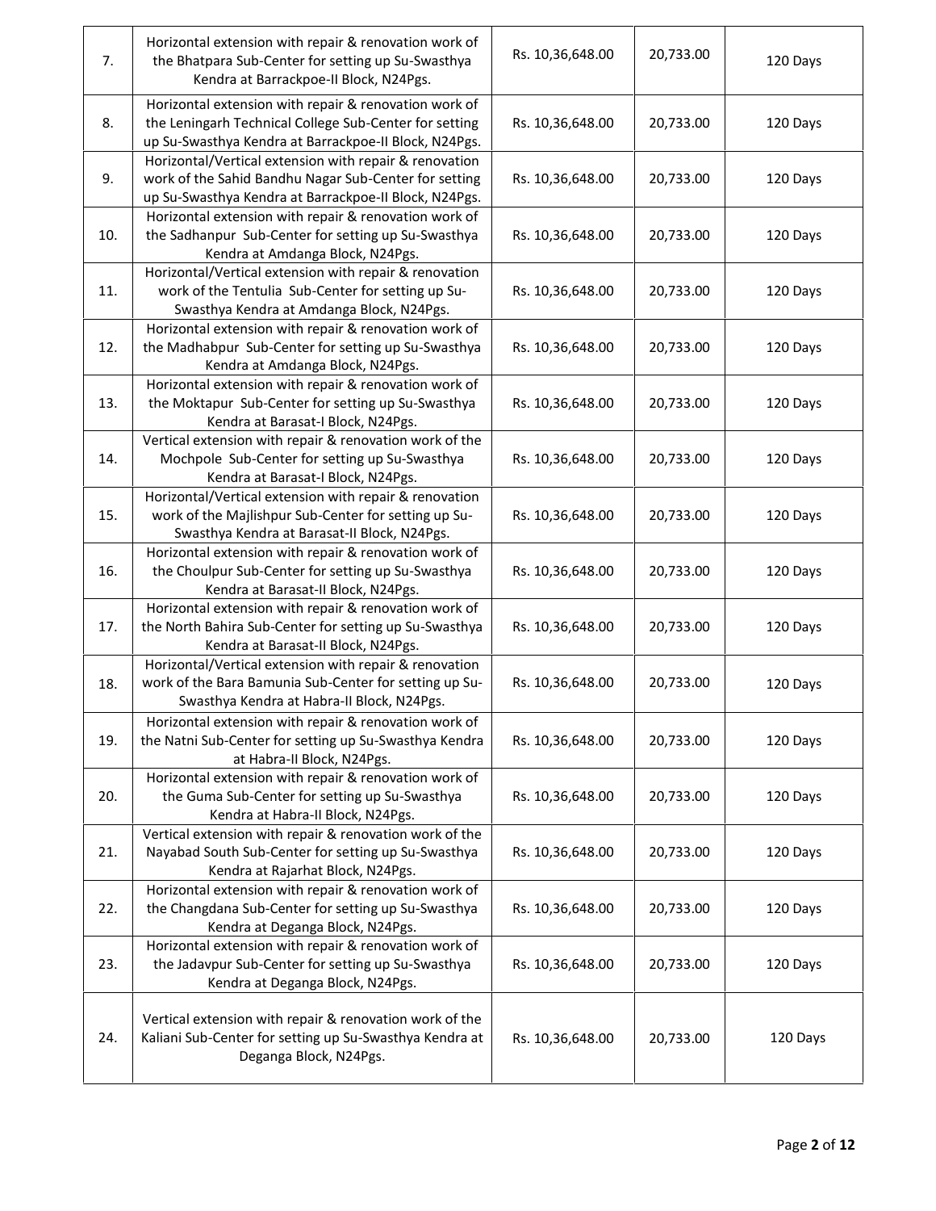| | | | | |
|---|---|---|---|---|
| 7. | Horizontal extension with repair & renovation work of the Bhatpara Sub-Center for setting up Su-Swasthya Kendra at Barrackpoe-II Block, N24Pgs. | Rs. 10,36,648.00 | 20,733.00 | 120 Days |
| 8. | Horizontal extension with repair & renovation work of the Leningarh Technical College Sub-Center for setting up Su-Swasthya Kendra at Barrackpoe-II Block, N24Pgs. | Rs. 10,36,648.00 | 20,733.00 | 120 Days |
| 9. | Horizontal/Vertical extension with repair & renovation work of the Sahid Bandhu Nagar Sub-Center for setting up Su-Swasthya Kendra at Barrackpoe-II Block, N24Pgs. | Rs. 10,36,648.00 | 20,733.00 | 120 Days |
| 10. | Horizontal extension with repair & renovation work of the Sadhanpur Sub-Center for setting up Su-Swasthya Kendra at Amdanga Block, N24Pgs. | Rs. 10,36,648.00 | 20,733.00 | 120 Days |
| 11. | Horizontal/Vertical extension with repair & renovation work of the Tentulia Sub-Center for setting up Su-Swasthya Kendra at Amdanga Block, N24Pgs. | Rs. 10,36,648.00 | 20,733.00 | 120 Days |
| 12. | Horizontal extension with repair & renovation work of the Madhabpur Sub-Center for setting up Su-Swasthya Kendra at Amdanga Block, N24Pgs. | Rs. 10,36,648.00 | 20,733.00 | 120 Days |
| 13. | Horizontal extension with repair & renovation work of the Moktapur Sub-Center for setting up Su-Swasthya Kendra at Barasat-I Block, N24Pgs. | Rs. 10,36,648.00 | 20,733.00 | 120 Days |
| 14. | Vertical extension with repair & renovation work of the Mochpole Sub-Center for setting up Su-Swasthya Kendra at Barasat-I Block, N24Pgs. | Rs. 10,36,648.00 | 20,733.00 | 120 Days |
| 15. | Horizontal/Vertical extension with repair & renovation work of the Majlishpur Sub-Center for setting up Su-Swasthya Kendra at Barasat-II Block, N24Pgs. | Rs. 10,36,648.00 | 20,733.00 | 120 Days |
| 16. | Horizontal extension with repair & renovation work of the Choulpur Sub-Center for setting up Su-Swasthya Kendra at Barasat-II Block, N24Pgs. | Rs. 10,36,648.00 | 20,733.00 | 120 Days |
| 17. | Horizontal extension with repair & renovation work of the North Bahira Sub-Center for setting up Su-Swasthya Kendra at Barasat-II Block, N24Pgs. | Rs. 10,36,648.00 | 20,733.00 | 120 Days |
| 18. | Horizontal/Vertical extension with repair & renovation work of the Bara Bamunia Sub-Center for setting up Su-Swasthya Kendra at Habra-II Block, N24Pgs. | Rs. 10,36,648.00 | 20,733.00 | 120 Days |
| 19. | Horizontal extension with repair & renovation work of the Natni Sub-Center for setting up Su-Swasthya Kendra at Habra-II Block, N24Pgs. | Rs. 10,36,648.00 | 20,733.00 | 120 Days |
| 20. | Horizontal extension with repair & renovation work of the Guma Sub-Center for setting up Su-Swasthya Kendra at Habra-II Block, N24Pgs. | Rs. 10,36,648.00 | 20,733.00 | 120 Days |
| 21. | Vertical extension with repair & renovation work of the Nayabad South Sub-Center for setting up Su-Swasthya Kendra at Rajarhat Block, N24Pgs. | Rs. 10,36,648.00 | 20,733.00 | 120 Days |
| 22. | Horizontal extension with repair & renovation work of the Changdana Sub-Center for setting up Su-Swasthya Kendra at Deganga Block, N24Pgs. | Rs. 10,36,648.00 | 20,733.00 | 120 Days |
| 23. | Horizontal extension with repair & renovation work of the Jadavpur Sub-Center for setting up Su-Swasthya Kendra at Deganga Block, N24Pgs. | Rs. 10,36,648.00 | 20,733.00 | 120 Days |
| 24. | Vertical extension with repair & renovation work of the Kaliani Sub-Center for setting up Su-Swasthya Kendra at Deganga Block, N24Pgs. | Rs. 10,36,648.00 | 20,733.00 | 120 Days |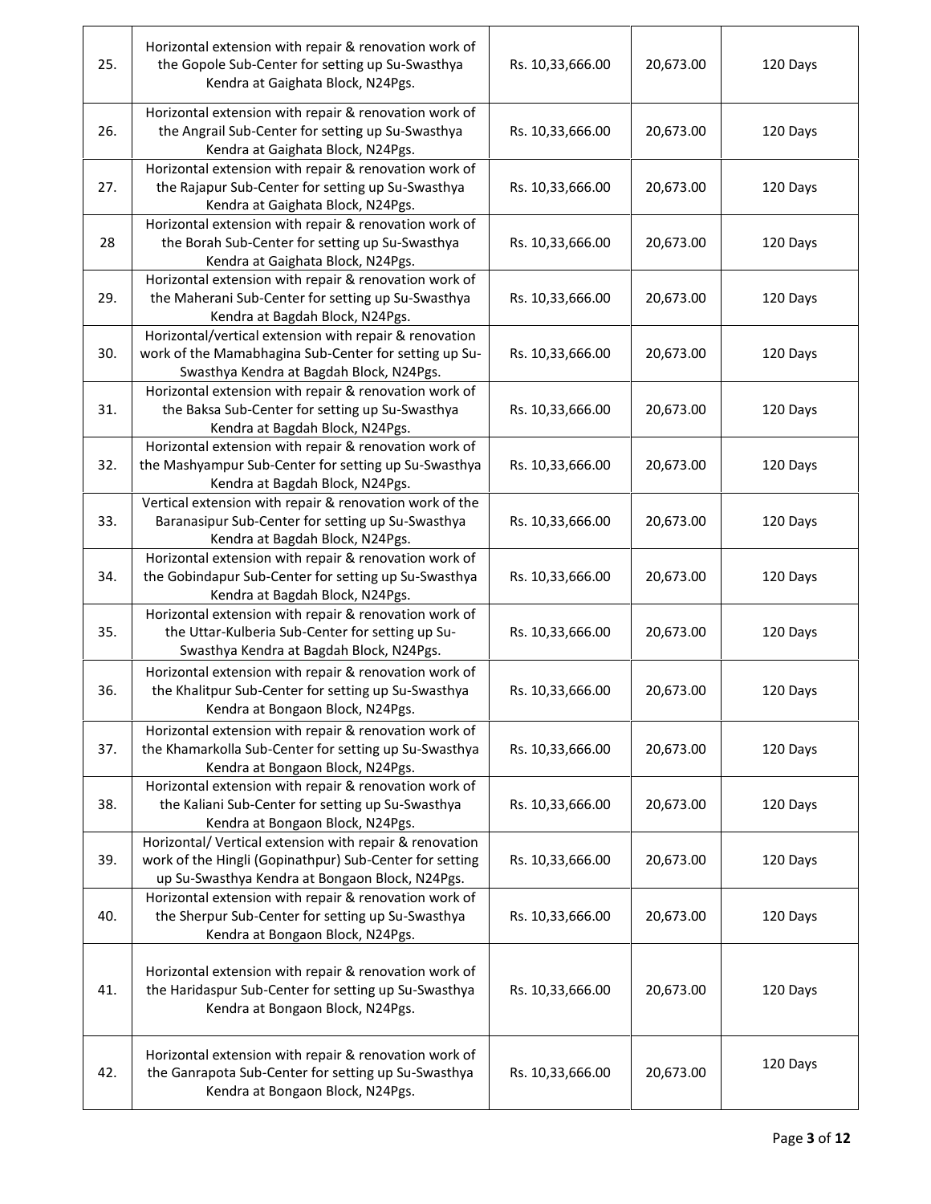| | | | | |
|---|---|---|---|---|
| 25. | Horizontal extension with repair & renovation work of the Gopole Sub-Center for setting up Su-Swasthya Kendra at Gaighata Block, N24Pgs. | Rs. 10,33,666.00 | 20,673.00 | 120 Days |
| 26. | Horizontal extension with repair & renovation work of the Angrail Sub-Center for setting up Su-Swasthya Kendra at Gaighata Block, N24Pgs. | Rs. 10,33,666.00 | 20,673.00 | 120 Days |
| 27. | Horizontal extension with repair & renovation work of the Rajapur Sub-Center for setting up Su-Swasthya Kendra at Gaighata Block, N24Pgs. | Rs. 10,33,666.00 | 20,673.00 | 120 Days |
| 28 | Horizontal extension with repair & renovation work of the Borah Sub-Center for setting up Su-Swasthya Kendra at Gaighata Block, N24Pgs. | Rs. 10,33,666.00 | 20,673.00 | 120 Days |
| 29. | Horizontal extension with repair & renovation work of the Maherani Sub-Center for setting up Su-Swasthya Kendra at Bagdah Block, N24Pgs. | Rs. 10,33,666.00 | 20,673.00 | 120 Days |
| 30. | Horizontal/vertical extension with repair & renovation work of the Mamabhagina Sub-Center for setting up Su-Swasthya Kendra at Bagdah Block, N24Pgs. | Rs. 10,33,666.00 | 20,673.00 | 120 Days |
| 31. | Horizontal extension with repair & renovation work of the Baksa Sub-Center for setting up Su-Swasthya Kendra at Bagdah Block, N24Pgs. | Rs. 10,33,666.00 | 20,673.00 | 120 Days |
| 32. | Horizontal extension with repair & renovation work of the Mashyampur Sub-Center for setting up Su-Swasthya Kendra at Bagdah Block, N24Pgs. | Rs. 10,33,666.00 | 20,673.00 | 120 Days |
| 33. | Vertical extension with repair & renovation work of the Baranasipur Sub-Center for setting up Su-Swasthya Kendra at Bagdah Block, N24Pgs. | Rs. 10,33,666.00 | 20,673.00 | 120 Days |
| 34. | Horizontal extension with repair & renovation work of the Gobindapur Sub-Center for setting up Su-Swasthya Kendra at Bagdah Block, N24Pgs. | Rs. 10,33,666.00 | 20,673.00 | 120 Days |
| 35. | Horizontal extension with repair & renovation work of the Uttar-Kulberia Sub-Center for setting up Su-Swasthya Kendra at Bagdah Block, N24Pgs. | Rs. 10,33,666.00 | 20,673.00 | 120 Days |
| 36. | Horizontal extension with repair & renovation work of the Khalitpur Sub-Center for setting up Su-Swasthya Kendra at Bongaon Block, N24Pgs. | Rs. 10,33,666.00 | 20,673.00 | 120 Days |
| 37. | Horizontal extension with repair & renovation work of the Khamarkolla Sub-Center for setting up Su-Swasthya Kendra at Bongaon Block, N24Pgs. | Rs. 10,33,666.00 | 20,673.00 | 120 Days |
| 38. | Horizontal extension with repair & renovation work of the Kaliani Sub-Center for setting up Su-Swasthya Kendra at Bongaon Block, N24Pgs. | Rs. 10,33,666.00 | 20,673.00 | 120 Days |
| 39. | Horizontal/ Vertical extension with repair & renovation work of the Hingli (Gopinathpur) Sub-Center for setting up Su-Swasthya Kendra at Bongaon Block, N24Pgs. | Rs. 10,33,666.00 | 20,673.00 | 120 Days |
| 40. | Horizontal extension with repair & renovation work of the Sherpur Sub-Center for setting up Su-Swasthya Kendra at Bongaon Block, N24Pgs. | Rs. 10,33,666.00 | 20,673.00 | 120 Days |
| 41. | Horizontal extension with repair & renovation work of the Haridaspur Sub-Center for setting up Su-Swasthya Kendra at Bongaon Block, N24Pgs. | Rs. 10,33,666.00 | 20,673.00 | 120 Days |
| 42. | Horizontal extension with repair & renovation work of the Ganrapota Sub-Center for setting up Su-Swasthya Kendra at Bongaon Block, N24Pgs. | Rs. 10,33,666.00 | 20,673.00 | 120 Days |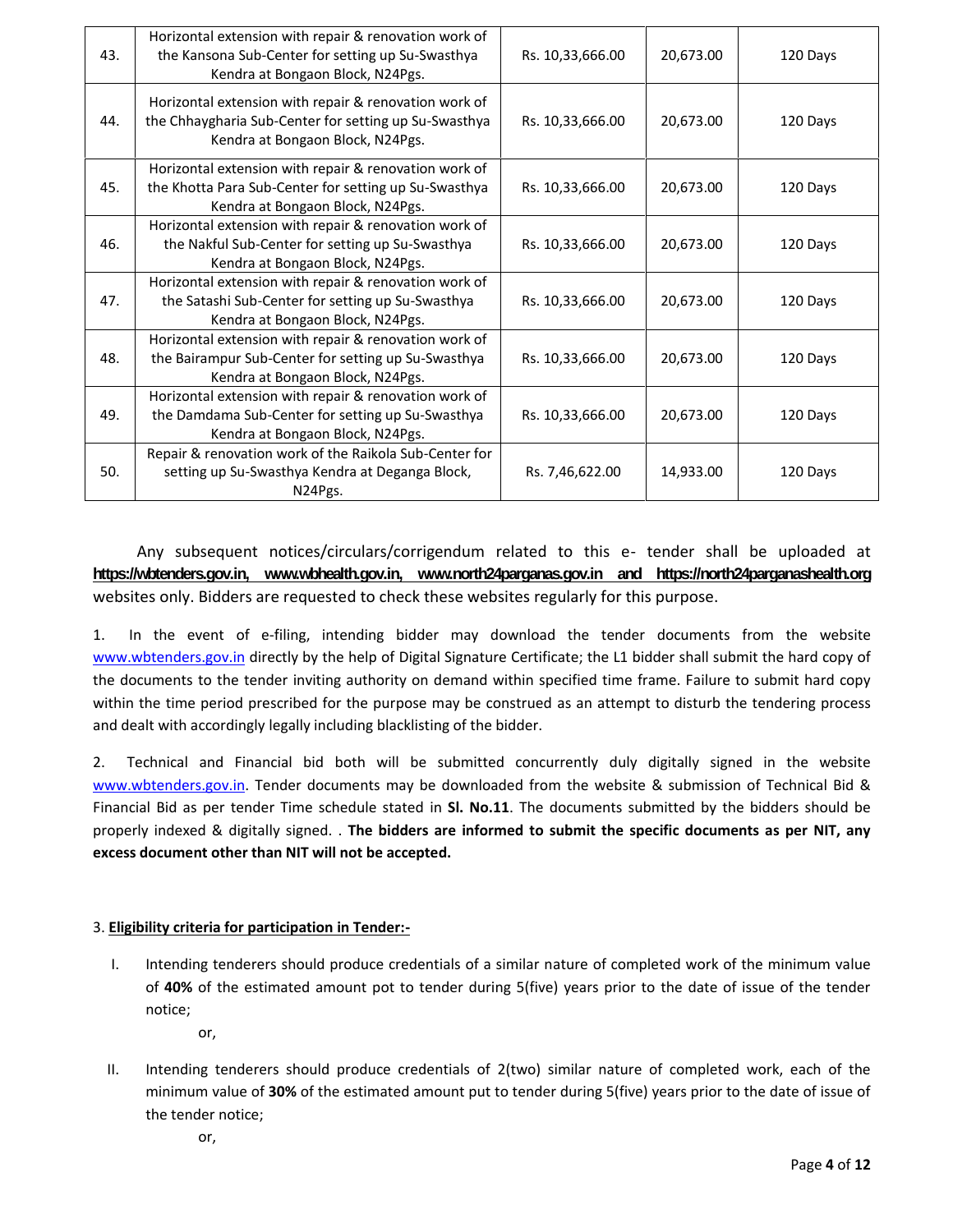| 43. | Horizontal extension with repair & renovation work of the Kansona Sub-Center for setting up Su-Swasthya Kendra at Bongaon Block, N24Pgs. | Rs. 10,33,666.00 | 20,673.00 | 120 Days |
|---|---|---|---|---|
| 44. | Horizontal extension with repair & renovation work of the Chhaygharia Sub-Center for setting up Su-Swasthya Kendra at Bongaon Block, N24Pgs. | Rs. 10,33,666.00 | 20,673.00 | 120 Days |
| 45. | Horizontal extension with repair & renovation work of the Khotta Para Sub-Center for setting up Su-Swasthya Kendra at Bongaon Block, N24Pgs. | Rs. 10,33,666.00 | 20,673.00 | 120 Days |
| 46. | Horizontal extension with repair & renovation work of the Nakful Sub-Center for setting up Su-Swasthya Kendra at Bongaon Block, N24Pgs. | Rs. 10,33,666.00 | 20,673.00 | 120 Days |
| 47. | Horizontal extension with repair & renovation work of the Satashi Sub-Center for setting up Su-Swasthya Kendra at Bongaon Block, N24Pgs. | Rs. 10,33,666.00 | 20,673.00 | 120 Days |
| 48. | Horizontal extension with repair & renovation work of the Bairampur Sub-Center for setting up Su-Swasthya Kendra at Bongaon Block, N24Pgs. | Rs. 10,33,666.00 | 20,673.00 | 120 Days |
| 49. | Horizontal extension with repair & renovation work of the Damdama Sub-Center for setting up Su-Swasthya Kendra at Bongaon Block, N24Pgs. | Rs. 10,33,666.00 | 20,673.00 | 120 Days |
| 50. | Repair & renovation work of the Raikola Sub-Center for setting up Su-Swasthya Kendra at Deganga Block, N24Pgs. | Rs. 7,46,622.00 | 14,933.00 | 120 Days |

Any subsequent notices/circulars/corrigendum related to this e- tender shall be uploaded at **https://wbtenders.gov.in, www.wbhealth.gov.in, www.north24parganas.gov.in and https://north24parganashealth.org** websites only. Bidders are requested to check these websites regularly for this purpose.

1. In the event of e-filing, intending bidder may download the tender documents from the website www.wbtenders.gov.in directly by the help of Digital Signature Certificate; the L1 bidder shall submit the hard copy of the documents to the tender inviting authority on demand within specified time frame. Failure to submit hard copy within the time period prescribed for the purpose may be construed as an attempt to disturb the tendering process and dealt with accordingly legally including blacklisting of the bidder.

2. Technical and Financial bid both will be submitted concurrently duly digitally signed in the website www.wbtenders.gov.in. Tender documents may be downloaded from the website & submission of Technical Bid & Financial Bid as per tender Time schedule stated in **Sl. No.11**. The documents submitted by the bidders should be properly indexed & digitally signed. . **The bidders are informed to submit the specific documents as per NIT, any excess document other than NIT will not be accepted.**

3. **Eligibility criteria for participation in Tender:-**

I. Intending tenderers should produce credentials of a similar nature of completed work of the minimum value of **40%** of the estimated amount pot to tender during 5(five) years prior to the date of issue of the tender notice;

or,

II. Intending tenderers should produce credentials of 2(two) similar nature of completed work, each of the minimum value of **30%** of the estimated amount put to tender during 5(five) years prior to the date of issue of the tender notice;

or,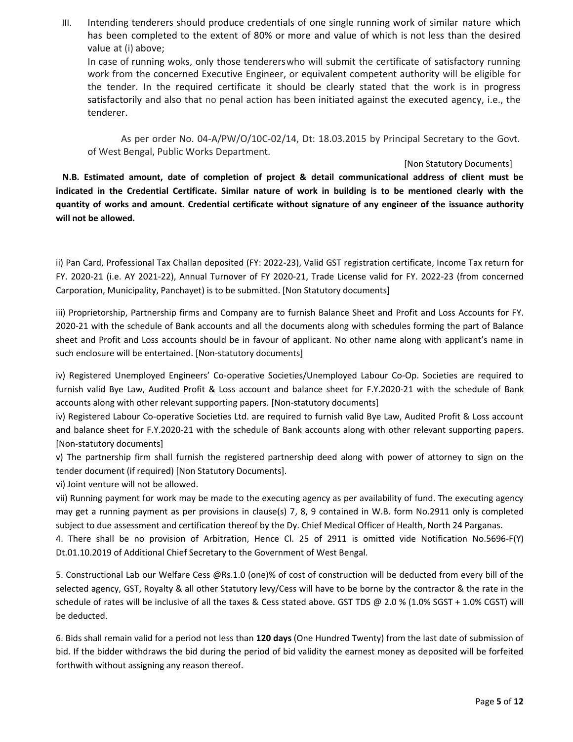III. Intending tenderers should produce credentials of one single running work of similar nature which has been completed to the extent of 80% or more and value of which is not less than the desired value at (i) above;

In case of running woks, only those tenderers who will submit the certificate of satisfactory running work from the concerned Executive Engineer, or equivalent competent authority will be eligible for the tender. In the required certificate it should be clearly stated that the work is in progress satisfactorily and also that no penal action has been initiated against the executed agency, i.e., the tenderer.

As per order No. 04-A/PW/O/10C-02/14, Dt: 18.03.2015 by Principal Secretary to the Govt. of West Bengal, Public Works Department.

[Non Statutory Documents]

**N.B. Estimated amount, date of completion of project & detail communicational address of client must be indicated in the Credential Certificate. Similar nature of work in building is to be mentioned clearly with the quantity of works and amount. Credential certificate without signature of any engineer of the issuance authority will not be allowed.**

ii) Pan Card, Professional Tax Challan deposited (FY: 2022-23), Valid GST registration certificate, Income Tax return for FY. 2020-21 (i.e. AY 2021-22), Annual Turnover of FY 2020-21, Trade License valid for FY. 2022-23 (from concerned Carporation, Municipality, Panchayet) is to be submitted. [Non Statutory documents]

iii) Proprietorship, Partnership firms and Company are to furnish Balance Sheet and Profit and Loss Accounts for FY. 2020-21 with the schedule of Bank accounts and all the documents along with schedules forming the part of Balance sheet and Profit and Loss accounts should be in favour of applicant. No other name along with applicant's name in such enclosure will be entertained. [Non-statutory documents]

iv) Registered Unemployed Engineers' Co-operative Societies/Unemployed Labour Co-Op. Societies are required to furnish valid Bye Law, Audited Profit & Loss account and balance sheet for F.Y.2020-21 with the schedule of Bank accounts along with other relevant supporting papers. [Non-statutory documents]

iv) Registered Labour Co-operative Societies Ltd. are required to furnish valid Bye Law, Audited Profit & Loss account and balance sheet for F.Y.2020-21 with the schedule of Bank accounts along with other relevant supporting papers. [Non-statutory documents]

v) The partnership firm shall furnish the registered partnership deed along with power of attorney to sign on the tender document (if required) [Non Statutory Documents].

vi) Joint venture will not be allowed.

vii) Running payment for work may be made to the executing agency as per availability of fund. The executing agency may get a running payment as per provisions in clause(s) 7, 8, 9 contained in W.B. form No.2911 only is completed subject to due assessment and certification thereof by the Dy. Chief Medical Officer of Health, North 24 Parganas.

4. There shall be no provision of Arbitration, Hence Cl. 25 of 2911 is omitted vide Notification No.5696-F(Y) Dt.01.10.2019 of Additional Chief Secretary to the Government of West Bengal.

5. Constructional Lab our Welfare Cess @Rs.1.0 (one)% of cost of construction will be deducted from every bill of the selected agency, GST, Royalty & all other Statutory levy/Cess will have to be borne by the contractor & the rate in the schedule of rates will be inclusive of all the taxes & Cess stated above. GST TDS @ 2.0 % (1.0% SGST + 1.0% CGST) will be deducted.

6. Bids shall remain valid for a period not less than **120 days** (One Hundred Twenty) from the last date of submission of bid. If the bidder withdraws the bid during the period of bid validity the earnest money as deposited will be forfeited forthwith without assigning any reason thereof.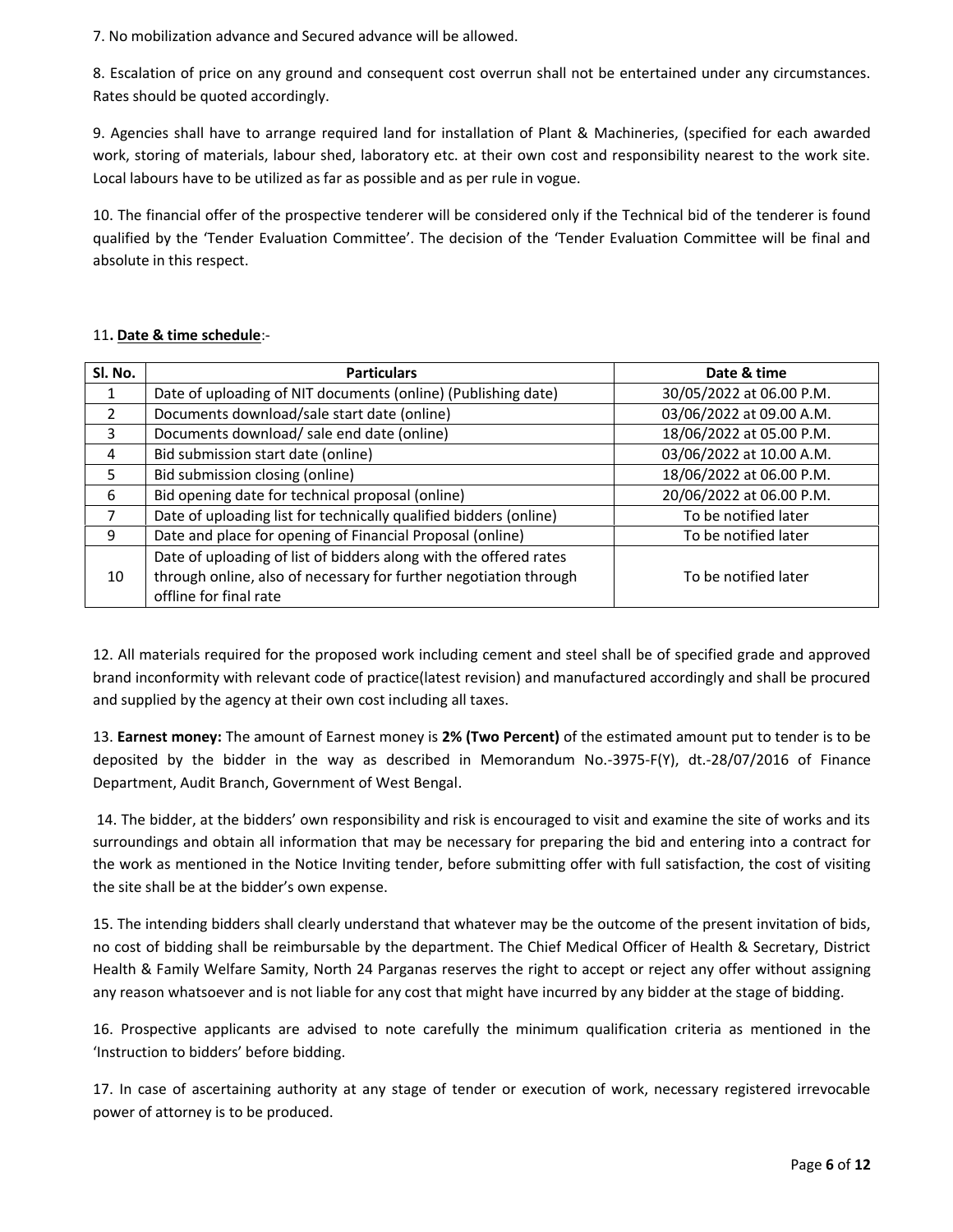7. No mobilization advance and Secured advance will be allowed.

8. Escalation of price on any ground and consequent cost overrun shall not be entertained under any circumstances. Rates should be quoted accordingly.

9. Agencies shall have to arrange required land for installation of Plant & Machineries, (specified for each awarded work, storing of materials, labour shed, laboratory etc. at their own cost and responsibility nearest to the work site. Local labours have to be utilized as far as possible and as per rule in vogue.

10. The financial offer of the prospective tenderer will be considered only if the Technical bid of the tenderer is found qualified by the 'Tender Evaluation Committee'. The decision of the 'Tender Evaluation Committee will be final and absolute in this respect.

11**. Date & time schedule**:-

| Sl. No. | Particulars | Date & time |
|---|---|---|
| 1 | Date of uploading of NIT documents (online) (Publishing date) | 30/05/2022 at 06.00 P.M. |
| 2 | Documents download/sale start date (online) | 03/06/2022 at 09.00 A.M. |
| 3 | Documents download/ sale end date (online) | 18/06/2022 at 05.00 P.M. |
| 4 | Bid submission start date (online) | 03/06/2022 at 10.00 A.M. |
| 5 | Bid submission closing (online) | 18/06/2022 at 06.00 P.M. |
| 6 | Bid opening date for technical proposal (online) | 20/06/2022 at 06.00 P.M. |
| 7 | Date of uploading list for technically qualified bidders (online) | To be notified later |
| 9 | Date and place for opening of Financial Proposal (online) | To be notified later |
| 10 | Date of uploading of list of bidders along with the offered rates through online, also of necessary for further negotiation through offline for final rate | To be notified later |

12. All materials required for the proposed work including cement and steel shall be of specified grade and approved brand inconformity with relevant code of practice(latest revision) and manufactured accordingly and shall be procured and supplied by the agency at their own cost including all taxes.

13. **Earnest money:** The amount of Earnest money is **2% (Two Percent)** of the estimated amount put to tender is to be deposited by the bidder in the way as described in Memorandum No.-3975-F(Y), dt.-28/07/2016 of Finance Department, Audit Branch, Government of West Bengal.

14. The bidder, at the bidders' own responsibility and risk is encouraged to visit and examine the site of works and its surroundings and obtain all information that may be necessary for preparing the bid and entering into a contract for the work as mentioned in the Notice Inviting tender, before submitting offer with full satisfaction, the cost of visiting the site shall be at the bidder's own expense.

15. The intending bidders shall clearly understand that whatever may be the outcome of the present invitation of bids, no cost of bidding shall be reimbursable by the department. The Chief Medical Officer of Health & Secretary, District Health & Family Welfare Samity, North 24 Parganas reserves the right to accept or reject any offer without assigning any reason whatsoever and is not liable for any cost that might have incurred by any bidder at the stage of bidding.

16. Prospective applicants are advised to note carefully the minimum qualification criteria as mentioned in the 'Instruction to bidders' before bidding.

17. In case of ascertaining authority at any stage of tender or execution of work, necessary registered irrevocable power of attorney is to be produced.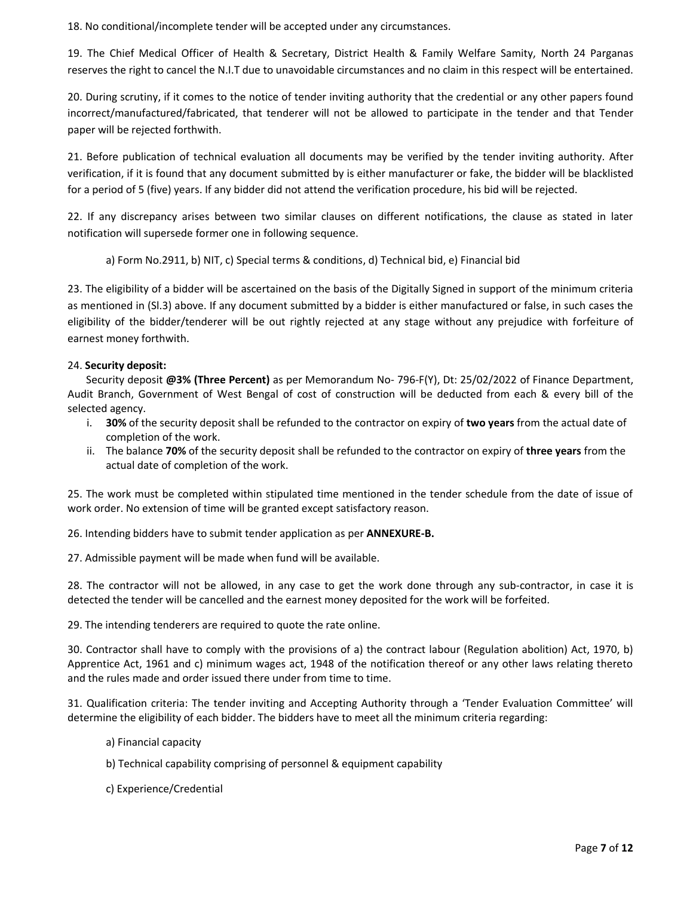18. No conditional/incomplete tender will be accepted under any circumstances.

19. The Chief Medical Officer of Health & Secretary, District Health & Family Welfare Samity, North 24 Parganas reserves the right to cancel the N.I.T due to unavoidable circumstances and no claim in this respect will be entertained.

20. During scrutiny, if it comes to the notice of tender inviting authority that the credential or any other papers found incorrect/manufactured/fabricated, that tenderer will not be allowed to participate in the tender and that Tender paper will be rejected forthwith.

21. Before publication of technical evaluation all documents may be verified by the tender inviting authority. After verification, if it is found that any document submitted by is either manufacturer or fake, the bidder will be blacklisted for a period of 5 (five) years. If any bidder did not attend the verification procedure, his bid will be rejected.

22. If any discrepancy arises between two similar clauses on different notifications, the clause as stated in later notification will supersede former one in following sequence.

a) Form No.2911, b) NIT, c) Special terms & conditions, d) Technical bid, e) Financial bid

23. The eligibility of a bidder will be ascertained on the basis of the Digitally Signed in support of the minimum criteria as mentioned in (Sl.3) above. If any document submitted by a bidder is either manufactured or false, in such cases the eligibility of the bidder/tenderer will be out rightly rejected at any stage without any prejudice with forfeiture of earnest money forthwith.

24. **Security deposit:**

Security deposit **@3% (Three Percent)** as per Memorandum No- 796-F(Y), Dt: 25/02/2022 of Finance Department, Audit Branch, Government of West Bengal of cost of construction will be deducted from each & every bill of the selected agency.

i. **30%** of the security deposit shall be refunded to the contractor on expiry of **two years** from the actual date of completion of the work.
ii. The balance **70%** of the security deposit shall be refunded to the contractor on expiry of **three years** from the actual date of completion of the work.

25. The work must be completed within stipulated time mentioned in the tender schedule from the date of issue of work order. No extension of time will be granted except satisfactory reason.

26. Intending bidders have to submit tender application as per **ANNEXURE-B.**

27. Admissible payment will be made when fund will be available.

28. The contractor will not be allowed, in any case to get the work done through any sub-contractor, in case it is detected the tender will be cancelled and the earnest money deposited for the work will be forfeited.

29. The intending tenderers are required to quote the rate online.

30. Contractor shall have to comply with the provisions of a) the contract labour (Regulation abolition) Act, 1970, b) Apprentice Act, 1961 and c) minimum wages act, 1948 of the notification thereof or any other laws relating thereto and the rules made and order issued there under from time to time.

31. Qualification criteria: The tender inviting and Accepting Authority through a 'Tender Evaluation Committee' will determine the eligibility of each bidder. The bidders have to meet all the minimum criteria regarding:

a) Financial capacity

b) Technical capability comprising of personnel & equipment capability

c) Experience/Credential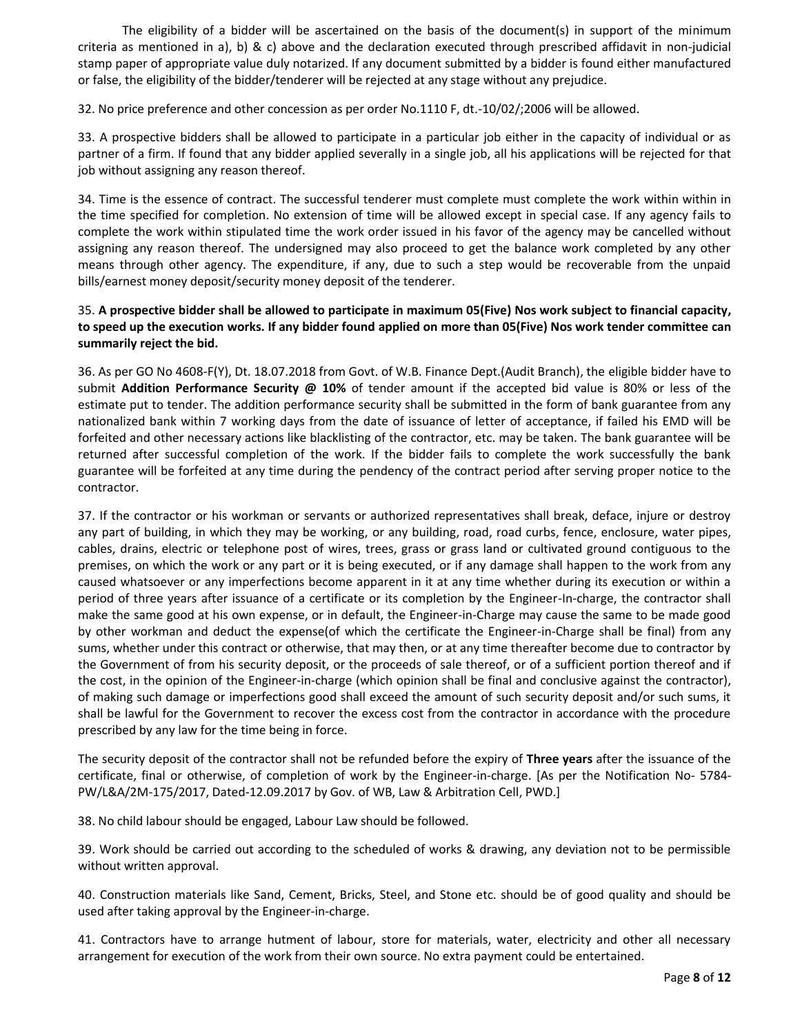The eligibility of a bidder will be ascertained on the basis of the document(s) in support of the minimum criteria as mentioned in a), b) & c) above and the declaration executed through prescribed affidavit in non-judicial stamp paper of appropriate value duly notarized. If any document submitted by a bidder is found either manufactured or false, the eligibility of the bidder/tenderer will be rejected at any stage without any prejudice.

32. No price preference and other concession as per order No.1110 F, dt.-10/02/;2006 will be allowed.

33. A prospective bidders shall be allowed to participate in a particular job either in the capacity of individual or as partner of a firm. If found that any bidder applied severally in a single job, all his applications will be rejected for that job without assigning any reason thereof.

34. Time is the essence of contract. The successful tenderer must complete must complete the work within within in the time specified for completion. No extension of time will be allowed except in special case. If any agency fails to complete the work within stipulated time the work order issued in his favor of the agency may be cancelled without assigning any reason thereof. The undersigned may also proceed to get the balance work completed by any other means through other agency. The expenditure, if any, due to such a step would be recoverable from the unpaid bills/earnest money deposit/security money deposit of the tenderer.

35. **A prospective bidder shall be allowed to participate in maximum 05(Five) Nos work subject to financial capacity, to speed up the execution works. If any bidder found applied on more than 05(Five) Nos work tender committee can summarily reject the bid.**

36. As per GO No 4608-F(Y), Dt. 18.07.2018 from Govt. of W.B. Finance Dept.(Audit Branch), the eligible bidder have to submit **Addition Performance Security @ 10%** of tender amount if the accepted bid value is 80% or less of the estimate put to tender. The addition performance security shall be submitted in the form of bank guarantee from any nationalized bank within 7 working days from the date of issuance of letter of acceptance, if failed his EMD will be forfeited and other necessary actions like blacklisting of the contractor, etc. may be taken. The bank guarantee will be returned after successful completion of the work. If the bidder fails to complete the work successfully the bank guarantee will be forfeited at any time during the pendency of the contract period after serving proper notice to the contractor.

37. If the contractor or his workman or servants or authorized representatives shall break, deface, injure or destroy any part of building, in which they may be working, or any building, road, road curbs, fence, enclosure, water pipes, cables, drains, electric or telephone post of wires, trees, grass or grass land or cultivated ground contiguous to the premises, on which the work or any part or it is being executed, or if any damage shall happen to the work from any caused whatsoever or any imperfections become apparent in it at any time whether during its execution or within a period of three years after issuance of a certificate or its completion by the Engineer-In-charge, the contractor shall make the same good at his own expense, or in default, the Engineer-in-Charge may cause the same to be made good by other workman and deduct the expense(of which the certificate the Engineer-in-Charge shall be final) from any sums, whether under this contract or otherwise, that may then, or at any time thereafter become due to contractor by the Government of from his security deposit, or the proceeds of sale thereof, or of a sufficient portion thereof and if the cost, in the opinion of the Engineer-in-charge (which opinion shall be final and conclusive against the contractor), of making such damage or imperfections good shall exceed the amount of such security deposit and/or such sums, it shall be lawful for the Government to recover the excess cost from the contractor in accordance with the procedure prescribed by any law for the time being in force.

The security deposit of the contractor shall not be refunded before the expiry of **Three years** after the issuance of the certificate, final or otherwise, of completion of work by the Engineer-in-charge. [As per the Notification No- 5784-PW/L&A/2M-175/2017, Dated-12.09.2017 by Gov. of WB, Law & Arbitration Cell, PWD.]

38. No child labour should be engaged, Labour Law should be followed.

39. Work should be carried out according to the scheduled of works & drawing, any deviation not to be permissible without written approval.

40. Construction materials like Sand, Cement, Bricks, Steel, and Stone etc. should be of good quality and should be used after taking approval by the Engineer-in-charge.

41. Contractors have to arrange hutment of labour, store for materials, water, electricity and other all necessary arrangement for execution of the work from their own source. No extra payment could be entertained.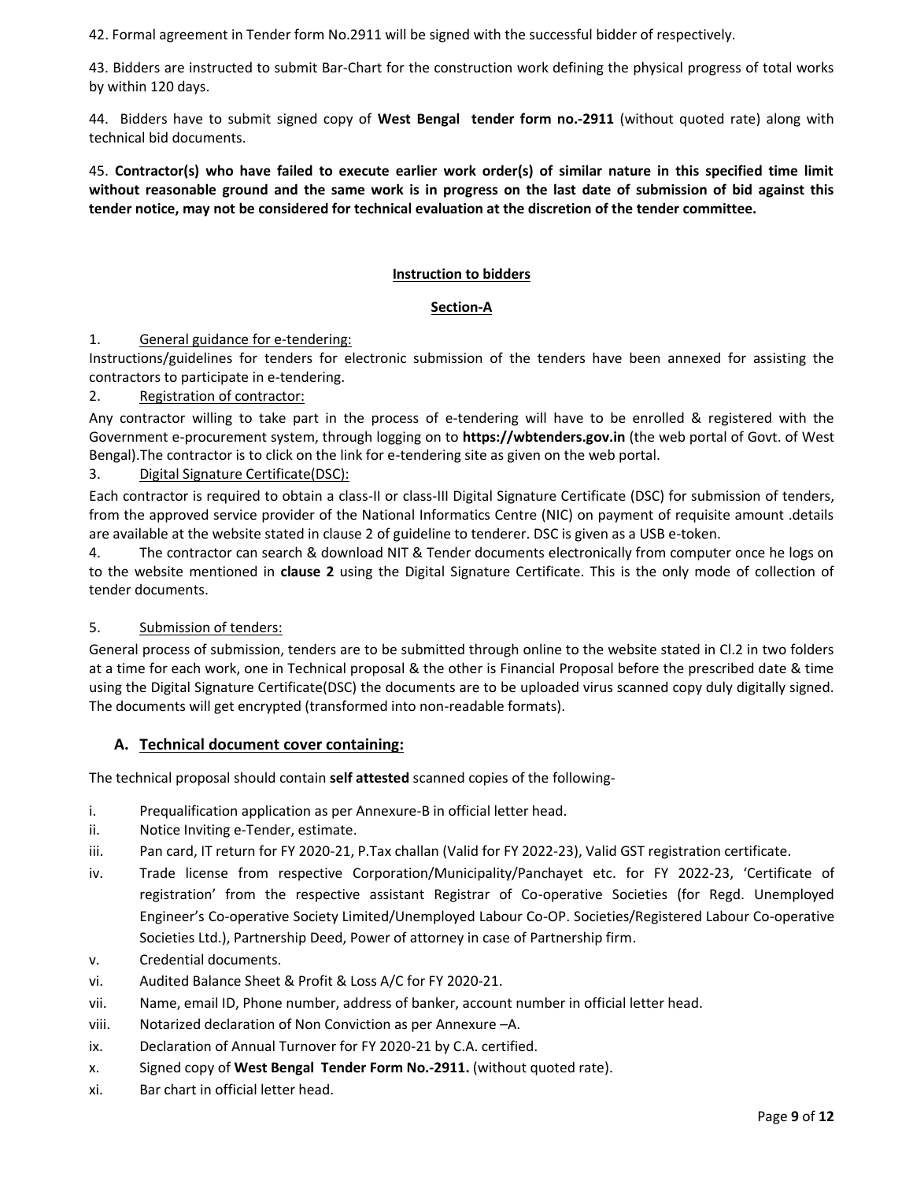42. Formal agreement in Tender form No.2911 will be signed with the successful bidder of respectively.

43. Bidders are instructed to submit Bar-Chart for the construction work defining the physical progress of total works by within 120 days.

44. Bidders have to submit signed copy of **West Bengal tender form no.-2911** (without quoted rate) along with technical bid documents.

45. **Contractor(s) who have failed to execute earlier work order(s) of similar nature in this specified time limit without reasonable ground and the same work is in progress on the last date of submission of bid against this tender notice, may not be considered for technical evaluation at the discretion of the tender committee.**

## Instruction to bidders

### Section-A

1. General guidance for e-tendering:

Instructions/guidelines for tenders for electronic submission of the tenders have been annexed for assisting the contractors to participate in e-tendering.

2. Registration of contractor:

Any contractor willing to take part in the process of e-tendering will have to be enrolled & registered with the Government e-procurement system, through logging on to **https://wbtenders.gov.in** (the web portal of Govt. of West Bengal).The contractor is to click on the link for e-tendering site as given on the web portal.

3. Digital Signature Certificate(DSC):

Each contractor is required to obtain a class-II or class-III Digital Signature Certificate (DSC) for submission of tenders, from the approved service provider of the National Informatics Centre (NIC) on payment of requisite amount .details are available at the website stated in clause 2 of guideline to tenderer. DSC is given as a USB e-token.

4. The contractor can search & download NIT & Tender documents electronically from computer once he logs on to the website mentioned in **clause 2** using the Digital Signature Certificate. This is the only mode of collection of tender documents.

5. Submission of tenders:

General process of submission, tenders are to be submitted through online to the website stated in Cl.2 in two folders at a time for each work, one in Technical proposal & the other is Financial Proposal before the prescribed date & time using the Digital Signature Certificate(DSC) the documents are to be uploaded virus scanned copy duly digitally signed. The documents will get encrypted (transformed into non-readable formats).

### A. Technical document cover containing:

The technical proposal should contain **self attested** scanned copies of the following-

i. Prequalification application as per Annexure-B in official letter head.

ii. Notice Inviting e-Tender, estimate.

iii. Pan card, IT return for FY 2020-21, P.Tax challan (Valid for FY 2022-23), Valid GST registration certificate.

iv. Trade license from respective Corporation/Municipality/Panchayet etc. for FY 2022-23, 'Certificate of registration' from the respective assistant Registrar of Co-operative Societies (for Regd. Unemployed Engineer's Co-operative Society Limited/Unemployed Labour Co-OP. Societies/Registered Labour Co-operative Societies Ltd.), Partnership Deed, Power of attorney in case of Partnership firm.

v. Credential documents.

vi. Audited Balance Sheet & Profit & Loss A/C for FY 2020-21.

vii. Name, email ID, Phone number, address of banker, account number in official letter head.

viii. Notarized declaration of Non Conviction as per Annexure –A.

ix. Declaration of Annual Turnover for FY 2020-21 by C.A. certified.

x. Signed copy of **West Bengal Tender Form No.-2911.** (without quoted rate).

xi. Bar chart in official letter head.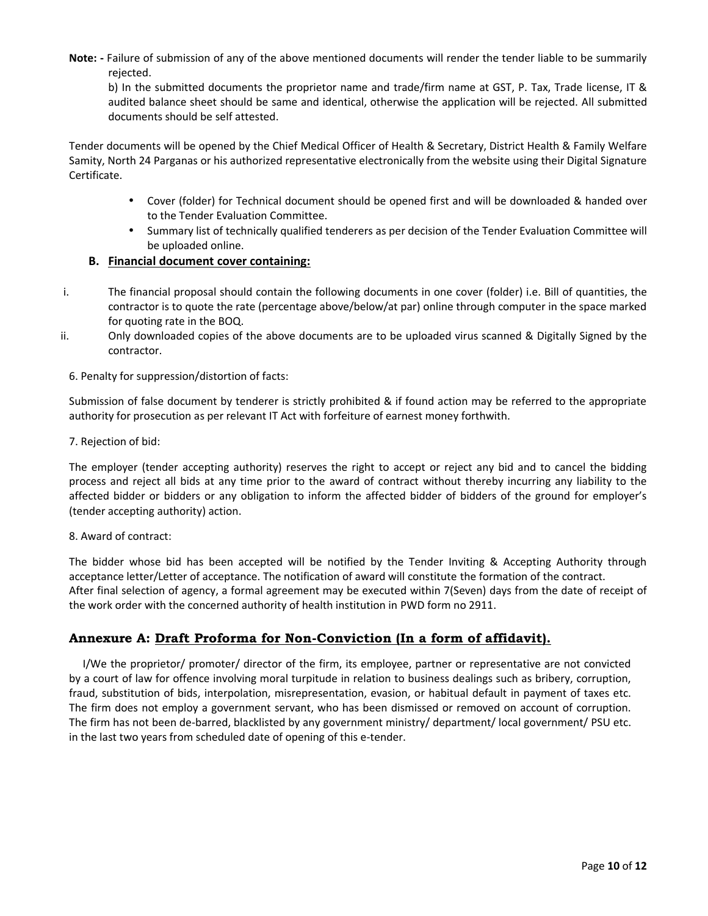**Note: -** Failure of submission of any of the above mentioned documents will render the tender liable to be summarily rejected.

b) In the submitted documents the proprietor name and trade/firm name at GST, P. Tax, Trade license, IT & audited balance sheet should be same and identical, otherwise the application will be rejected. All submitted documents should be self attested.

Tender documents will be opened by the Chief Medical Officer of Health & Secretary, District Health & Family Welfare Samity, North 24 Parganas or his authorized representative electronically from the website using their Digital Signature Certificate.

- Cover (folder) for Technical document should be opened first and will be downloaded & handed over to the Tender Evaluation Committee.
- Summary list of technically qualified tenderers as per decision of the Tender Evaluation Committee will be uploaded online.

**B. <u>Financial document cover containing:</u>**

i. The financial proposal should contain the following documents in one cover (folder) i.e. Bill of quantities, the contractor is to quote the rate (percentage above/below/at par) online through computer in the space marked for quoting rate in the BOQ.

ii. Only downloaded copies of the above documents are to be uploaded virus scanned & Digitally Signed by the contractor.

6. Penalty for suppression/distortion of facts:

Submission of false document by tenderer is strictly prohibited & if found action may be referred to the appropriate authority for prosecution as per relevant IT Act with forfeiture of earnest money forthwith.

7. Rejection of bid:

The employer (tender accepting authority) reserves the right to accept or reject any bid and to cancel the bidding process and reject all bids at any time prior to the award of contract without thereby incurring any liability to the affected bidder or bidders or any obligation to inform the affected bidder of bidders of the ground for employer's (tender accepting authority) action.

8. Award of contract:

The bidder whose bid has been accepted will be notified by the Tender Inviting & Accepting Authority through acceptance letter/Letter of acceptance. The notification of award will constitute the formation of the contract.
After final selection of agency, a formal agreement may be executed within 7(Seven) days from the date of receipt of the work order with the concerned authority of health institution in PWD form no 2911.

## Annexure A: <u>Draft Proforma for Non-Conviction (In a form of affidavit).</u>

I/We the proprietor/ promoter/ director of the firm, its employee, partner or representative are not convicted by a court of law for offence involving moral turpitude in relation to business dealings such as bribery, corruption, fraud, substitution of bids, interpolation, misrepresentation, evasion, or habitual default in payment of taxes etc. The firm does not employ a government servant, who has been dismissed or removed on account of corruption. The firm has not been de-barred, blacklisted by any government ministry/ department/ local government/ PSU etc. in the last two years from scheduled date of opening of this e-tender.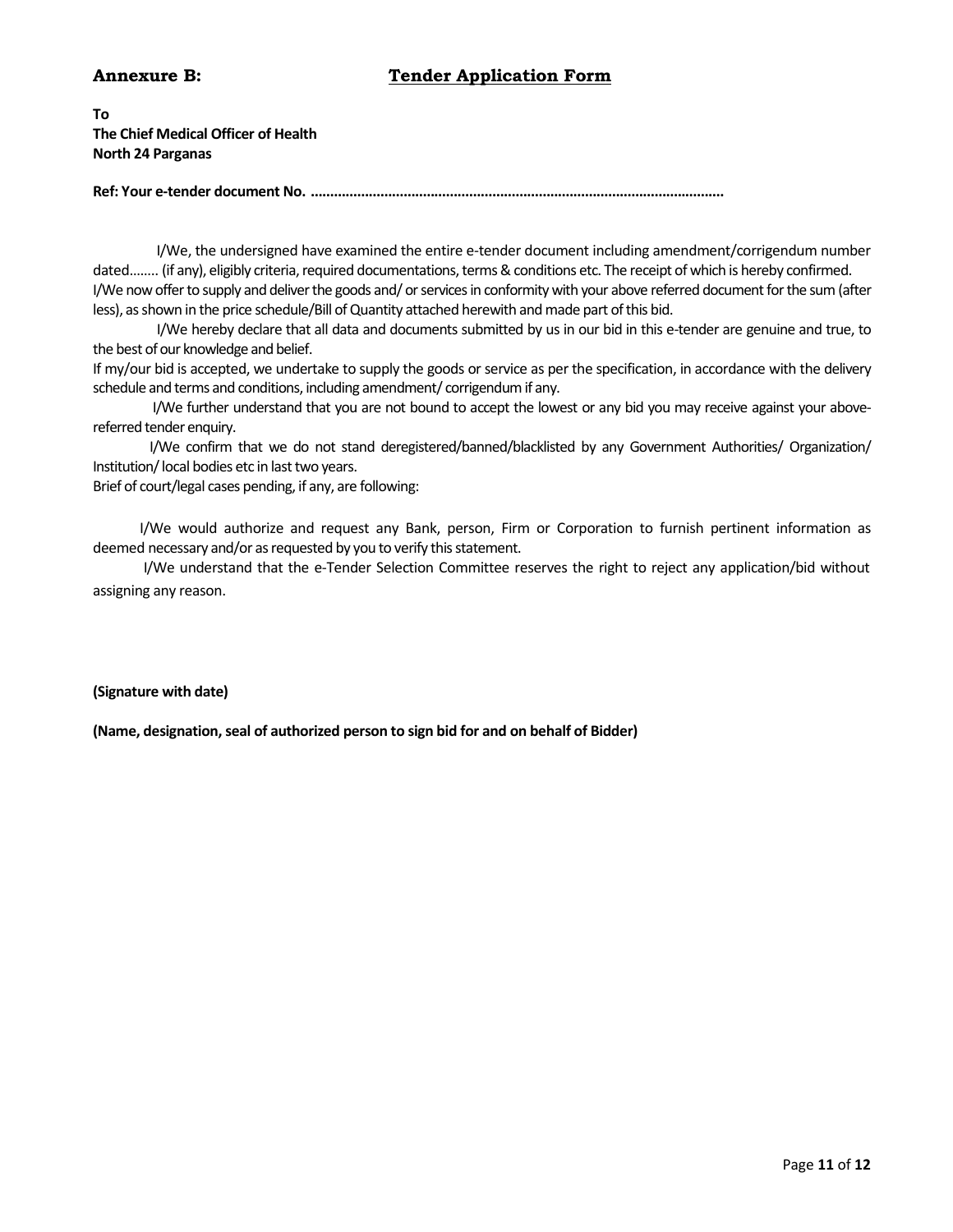**Annexure B:** **Tender Application Form**

**To**
**The Chief Medical Officer of Health**
**North 24 Parganas**

**Ref: Your e-tender document No. .........................................................................................................**

I/We, the undersigned have examined the entire e-tender document including amendment/corrigendum number dated........ (if any), eligibly criteria, required documentations, terms & conditions etc. The receipt of which is hereby confirmed. I/We now offer to supply and deliver the goods and/ or services in conformity with your above referred document for the sum (after less), as shown in the price schedule/Bill of Quantity attached herewith and made part of this bid.

I/We hereby declare that all data and documents submitted by us in our bid in this e-tender are genuine and true, to the best of our knowledge and belief.

If my/our bid is accepted, we undertake to supply the goods or service as per the specification, in accordance with the delivery schedule and terms and conditions, including amendment/ corrigendum if any.

I/We further understand that you are not bound to accept the lowest or any bid you may receive against your above-referred tender enquiry.

I/We confirm that we do not stand deregistered/banned/blacklisted by any Government Authorities/ Organization/ Institution/ local bodies etc in last two years.

Brief of court/legal cases pending, if any, are following:

I/We would authorize and request any Bank, person, Firm or Corporation to furnish pertinent information as deemed necessary and/or as requested by you to verify this statement.

I/We understand that the e-Tender Selection Committee reserves the right to reject any application/bid without assigning any reason.

**(Signature with date)**

**(Name, designation, seal of authorized person to sign bid for and on behalf of Bidder)**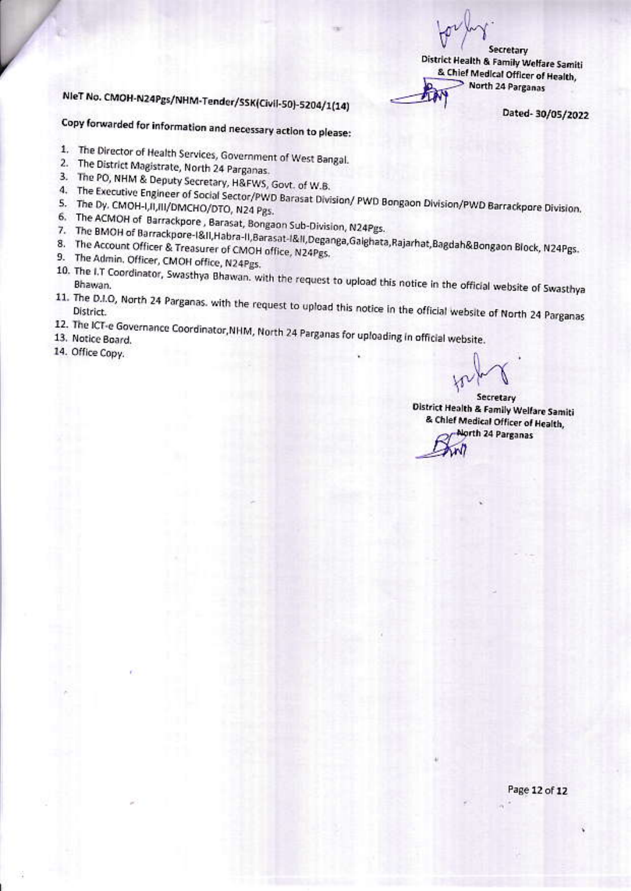Secretary
District Health & Family Welfare Samiti
& Chief Medical Officer of Health,
North 24 Parganas

NIeT No. CMOH-N24Pgs/NHM-Tender/SSK(Civil-50)-5204/1(14)

Dated- 30/05/2022

Copy forwarded for information and necessary action to please:

1. The Director of Health Services, Government of West Bangal.
2. The District Magistrate, North 24 Parganas.
3. The PO, NHM & Deputy Secretary, H&FWS, Govt. of W.B.
4. The Executive Engineer of Social Sector/PWD Barasat Division/ PWD Bongaon Division/PWD Barrackpore Division.
5. The Dy. CMOH-I,II,III/DMCHO/DTO, N24 Pgs.
6. The ACMOH of Barrackpore , Barasat, Bongaon Sub-Division, N24Pgs.
7. The BMOH of Barrackpore-I&II,Habra-II,Barasat-I&II,Deganga,Gaighata,Rajarhat,Bagdah&Bongaon Block, N24Pgs.
8. The Account Officer & Treasurer of CMOH office, N24Pgs.
9. The Admin. Officer, CMOH office, N24Pgs.
10. The I.T Coordinator, Swasthya Bhawan. with the request to upload this notice in the official website of Swasthya Bhawan.
11. The D.I.O, North 24 Parganas. with the request to upload this notice in the official website of North 24 Parganas District.
12. The ICT-e Governance Coordinator,NHM, North 24 Parganas for uploading in official website.
13. Notice Board.
14. Office Copy.

Secretary
District Health & Family Welfare Samiti
& Chief Medical Officer of Health,
North 24 Parganas